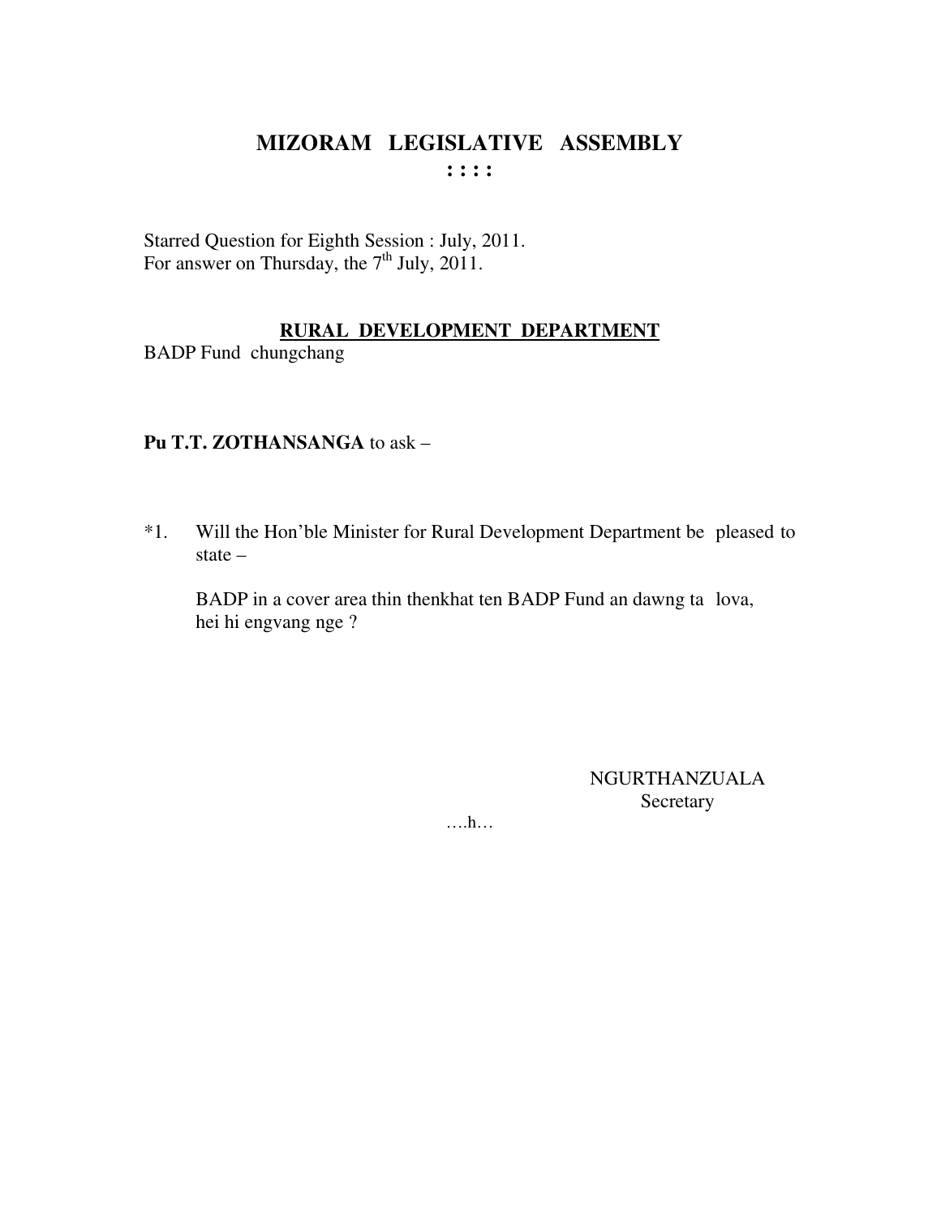# MIZORAM LEGISLATIVE ASSEMBLY

: : : :

Starred Question for Eighth Session : July, 2011.
For answer on Thursday, the 7th July, 2011.

## RURAL DEVELOPMENT DEPARTMENT

BADP Fund chungchang

**Pu T.T. ZOTHANSANGA** to ask –

*1. Will the Hon'ble Minister for Rural Development Department be pleased to state –

BADP in a cover area thin thenkhat ten BADP Fund an dawng ta lova, hei hi engvang nge ?

NGURTHANZUALA
Secretary

….h…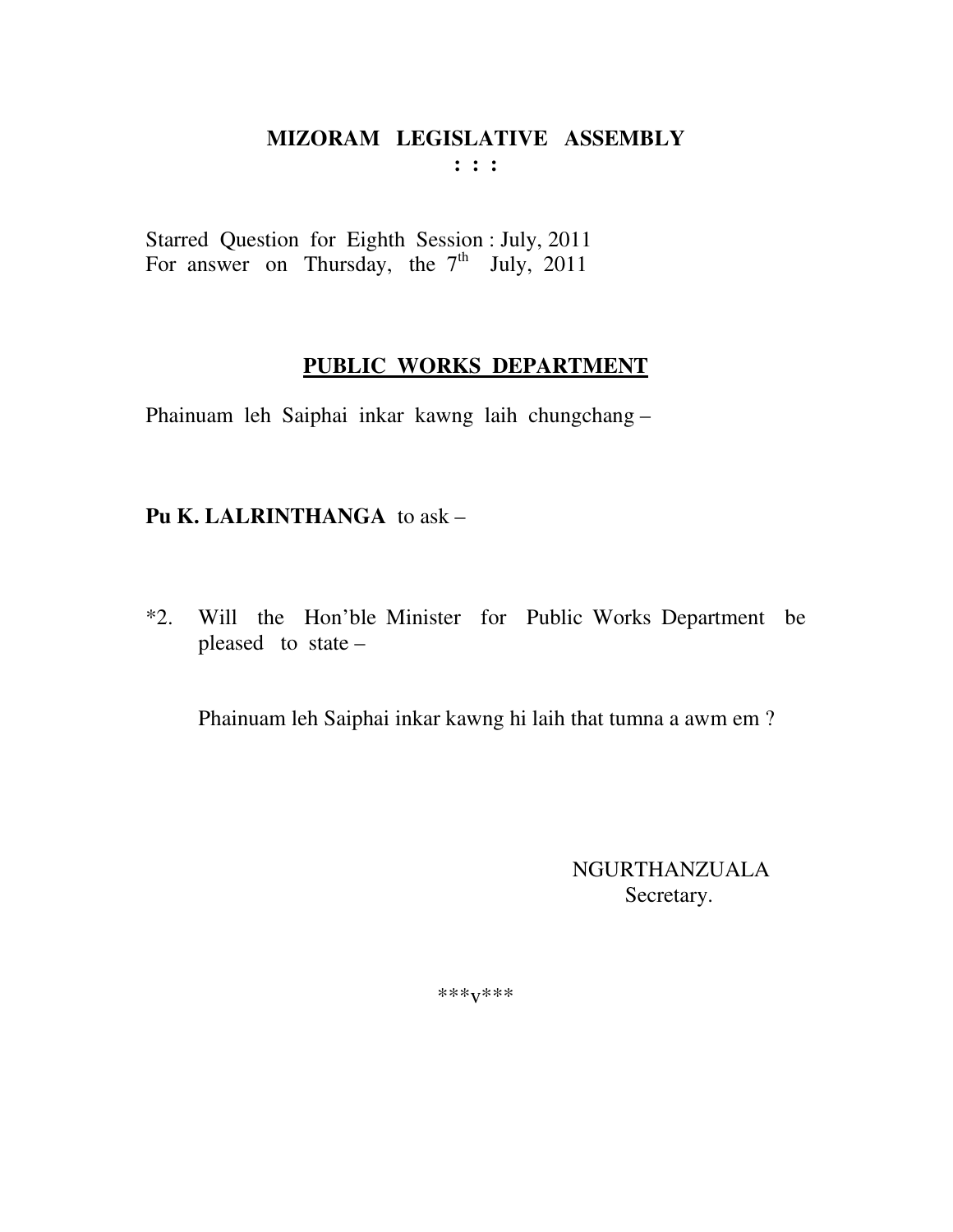# MIZORAM LEGISLATIVE ASSEMBLY

**: : :**

Starred Question for Eighth Session : July, 2011
For answer on Thursday, the 7th July, 2011

## PUBLIC WORKS DEPARTMENT

Phainuam leh Saiphai inkar kawng laih chungchang –

**Pu K. LALRINTHANGA** to ask –

*2. Will the Hon'ble Minister for Public Works Department be pleased to state –

Phainuam leh Saiphai inkar kawng hi laih that tumna a awm em ?

NGURTHANZUALA
Secretary.

\*\*\*v\*\*\*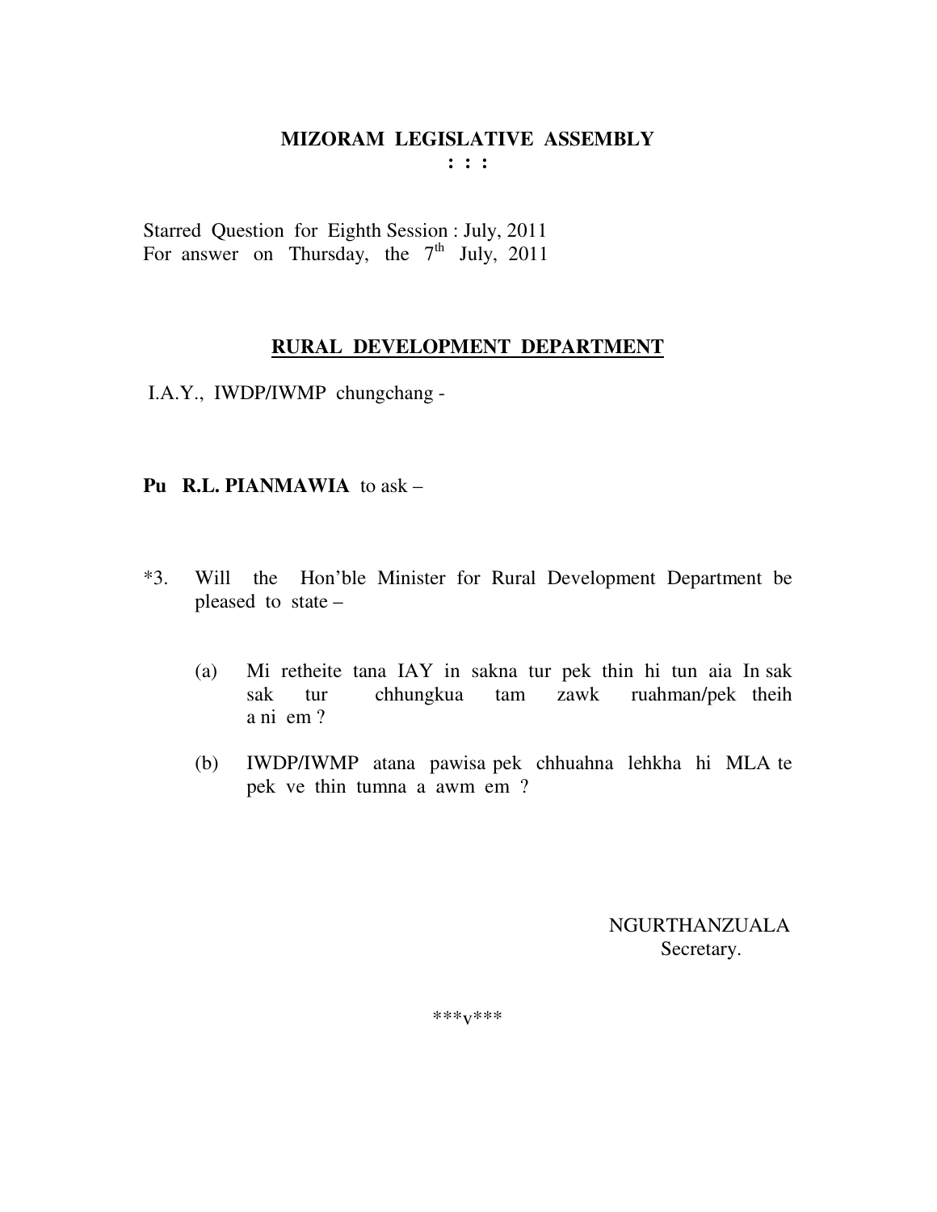# MIZORAM LEGISLATIVE ASSEMBLY

**: : :**

Starred Question for Eighth Session : July, 2011
For answer on Thursday, the 7th July, 2011

## RURAL DEVELOPMENT DEPARTMENT

I.A.Y., IWDP/IWMP chungchang -

**Pu R.L. PIANMAWIA** to ask –

*3. Will the Hon'ble Minister for Rural Development Department be pleased to state –

(a) Mi retheite tana IAY in sakna tur pek thin hi tun aia In sak sak tur chhungkua tam zawk ruahman/pek theih a ni em ?

(b) IWDP/IWMP atana pawisa pek chhuahna lehkha hi MLA te pek ve thin tumna a awm em ?

NGURTHANZUALA
Secretary.

***v***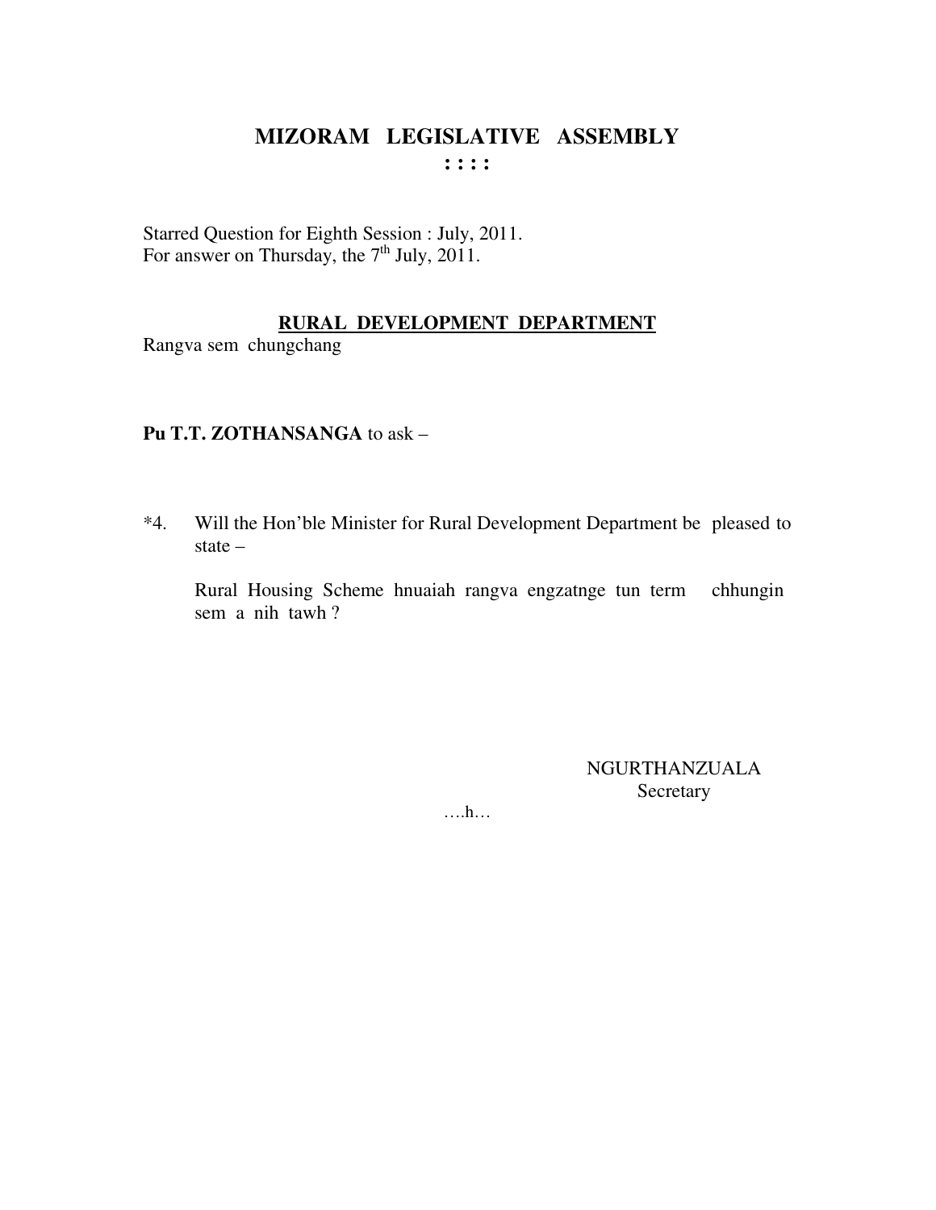# MIZORAM LEGISLATIVE ASSEMBLY

: : : :

Starred Question for Eighth Session : July, 2011.
For answer on Thursday, the 7th July, 2011.

**RURAL DEVELOPMENT DEPARTMENT**

Rangva sem chungchang

**Pu T.T. ZOTHANSANGA** to ask –

*4. Will the Hon'ble Minister for Rural Development Department be pleased to state –

Rural Housing Scheme hnuaiah rangva engzatnge tun term chhungin sem a nih tawh ?

NGURTHANZUALA
Secretary

….h…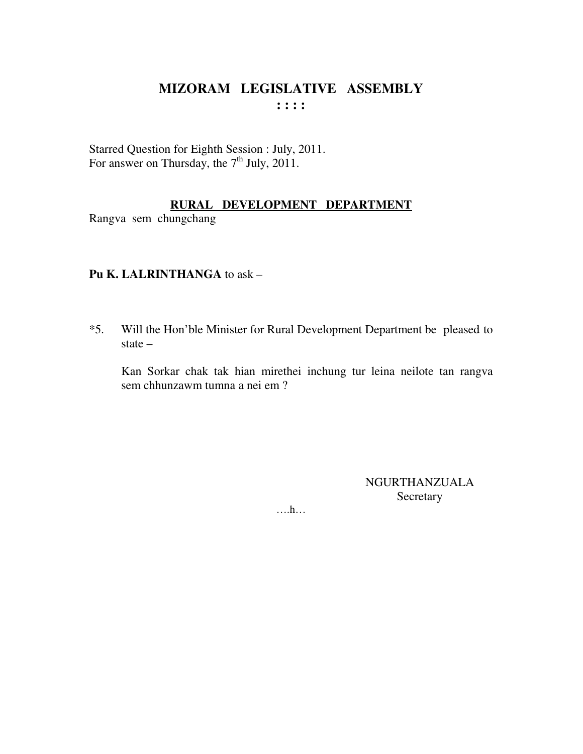# MIZORAM LEGISLATIVE ASSEMBLY

**: : : :**

Starred Question for Eighth Session : July, 2011.
For answer on Thursday, the 7th July, 2011.

**RURAL DEVELOPMENT DEPARTMENT**

Rangva sem chungchang

**Pu K. LALRINTHANGA** to ask –

*5. Will the Hon'ble Minister for Rural Development Department be pleased to state –

Kan Sorkar chak tak hian mirethei inchung tur leina neilote tan rangva sem chhunzawm tumna a nei em ?

NGURTHANZUALA
Secretary

….h…